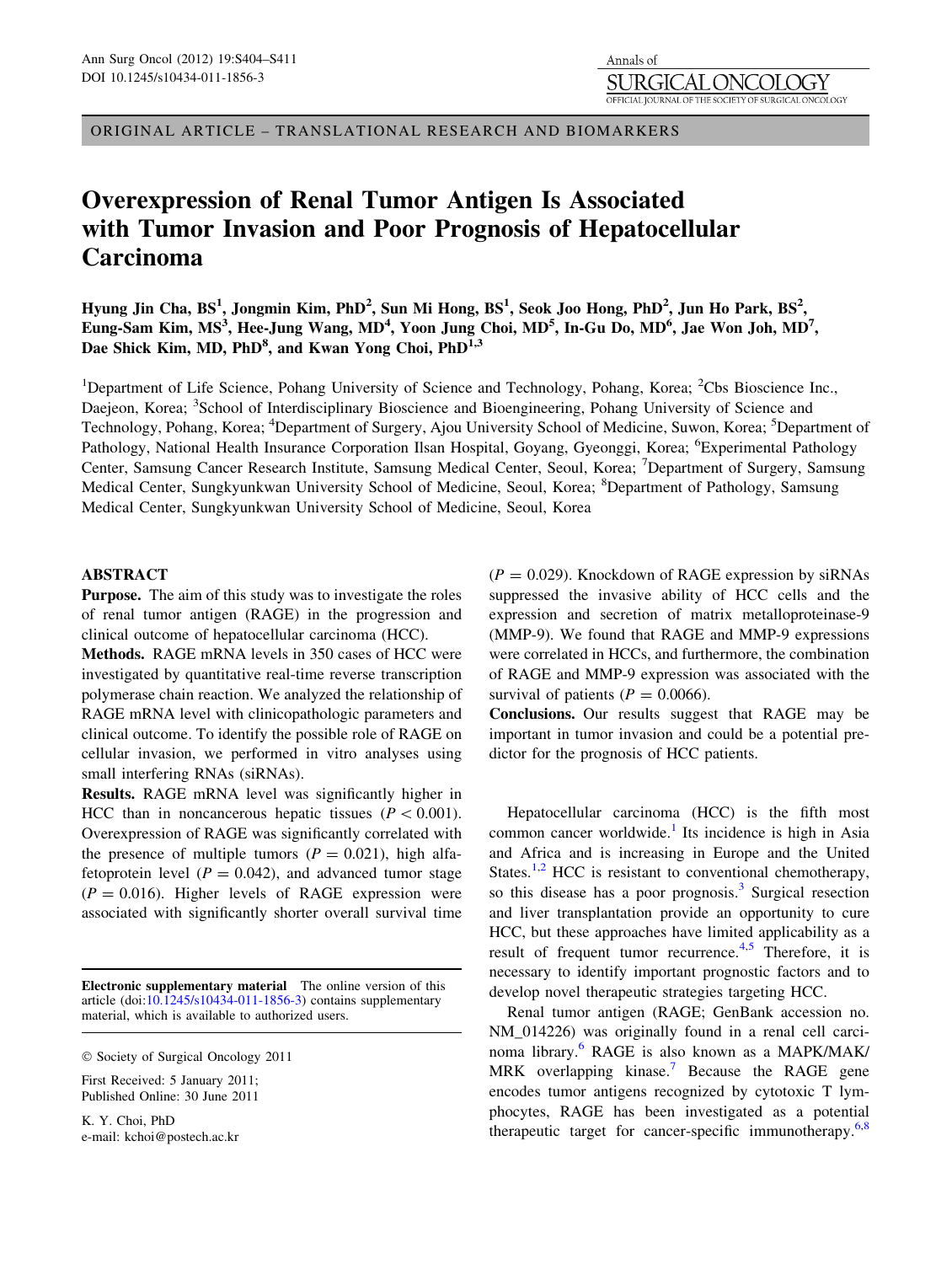ORIGINAL ARTICLE – TRANSLATIONAL RESEARCH AND BIOMARKERS

# Overexpression of Renal Tumor Antigen Is Associated with Tumor Invasion and Poor Prognosis of Hepatocellular Carcinoma

**Hyung Jin Cha, BS[1], Jongmin Kim, PhD[2], Sun Mi Hong, BS[1], Seok Joo Hong, PhD[2], Jun Ho Park, BS[2], Eung-Sam Kim, MS[3], Hee-Jung Wang, MD[4], Yoon Jung Choi, MD[5], In-Gu Do, MD[6], Jae Won Joh, MD[7], Dae Shick Kim, MD, PhD[8], and Kwan Yong Choi, PhD[1,3]**

[1]Department of Life Science, Pohang University of Science and Technology, Pohang, Korea; [2]Cbs Bioscience Inc., Daejeon, Korea; [3]School of Interdisciplinary Bioscience and Bioengineering, Pohang University of Science and Technology, Pohang, Korea; [4]Department of Surgery, Ajou University School of Medicine, Suwon, Korea; [5]Department of Pathology, National Health Insurance Corporation Ilsan Hospital, Goyang, Gyeonggi, Korea; [6]Experimental Pathology Center, Samsung Cancer Research Institute, Samsung Medical Center, Seoul, Korea; [7]Department of Surgery, Samsung Medical Center, Sungkyunkwan University School of Medicine, Seoul, Korea; [8]Department of Pathology, Samsung Medical Center, Sungkyunkwan University School of Medicine, Seoul, Korea

## ABSTRACT

**Purpose.** The aim of this study was to investigate the roles of renal tumor antigen (RAGE) in the progression and clinical outcome of hepatocellular carcinoma (HCC).

**Methods.** RAGE mRNA levels in 350 cases of HCC were investigated by quantitative real-time reverse transcription polymerase chain reaction. We analyzed the relationship of RAGE mRNA level with clinicopathologic parameters and clinical outcome. To identify the possible role of RAGE on cellular invasion, we performed in vitro analyses using small interfering RNAs (siRNAs).

**Results.** RAGE mRNA level was significantly higher in HCC than in noncancerous hepatic tissues ($P < 0.001$). Overexpression of RAGE was significantly correlated with the presence of multiple tumors ($P = 0.021$), high alfa-fetoprotein level ($P = 0.042$), and advanced tumor stage ($P = 0.016$). Higher levels of RAGE expression were associated with significantly shorter overall survival time ($P = 0.029$). Knockdown of RAGE expression by siRNAs suppressed the invasive ability of HCC cells and the expression and secretion of matrix metalloproteinase-9 (MMP-9). We found that RAGE and MMP-9 expressions were correlated in HCCs, and furthermore, the combination of RAGE and MMP-9 expression was associated with the survival of patients ($P = 0.0066$).

**Conclusions.** Our results suggest that RAGE may be important in tumor invasion and could be a potential predictor for the prognosis of HCC patients.

Hepatocellular carcinoma (HCC) is the fifth most common cancer worldwide.[1] Its incidence is high in Asia and Africa and is increasing in Europe and the United States.[1,2] HCC is resistant to conventional chemotherapy, so this disease has a poor prognosis.[3] Surgical resection and liver transplantation provide an opportunity to cure HCC, but these approaches have limited applicability as a result of frequent tumor recurrence.[4,5] Therefore, it is necessary to identify important prognostic factors and to develop novel therapeutic strategies targeting HCC.

Renal tumor antigen (RAGE; GenBank accession no. NM_014226) was originally found in a renal cell carcinoma library.[6] RAGE is also known as a MAPK/MAK/MRK overlapping kinase.[7] Because the RAGE gene encodes tumor antigens recognized by cytotoxic T lymphocytes, RAGE has been investigated as a potential therapeutic target for cancer-specific immunotherapy.[6,8]

**Electronic supplementary material** The online version of this article (doi:10.1245/s10434-011-1856-3) contains supplementary material, which is available to authorized users.

© Society of Surgical Oncology 2011

First Received: 5 January 2011;
Published Online: 30 June 2011

K. Y. Choi, PhD
e-mail: kchoi@postech.ac.kr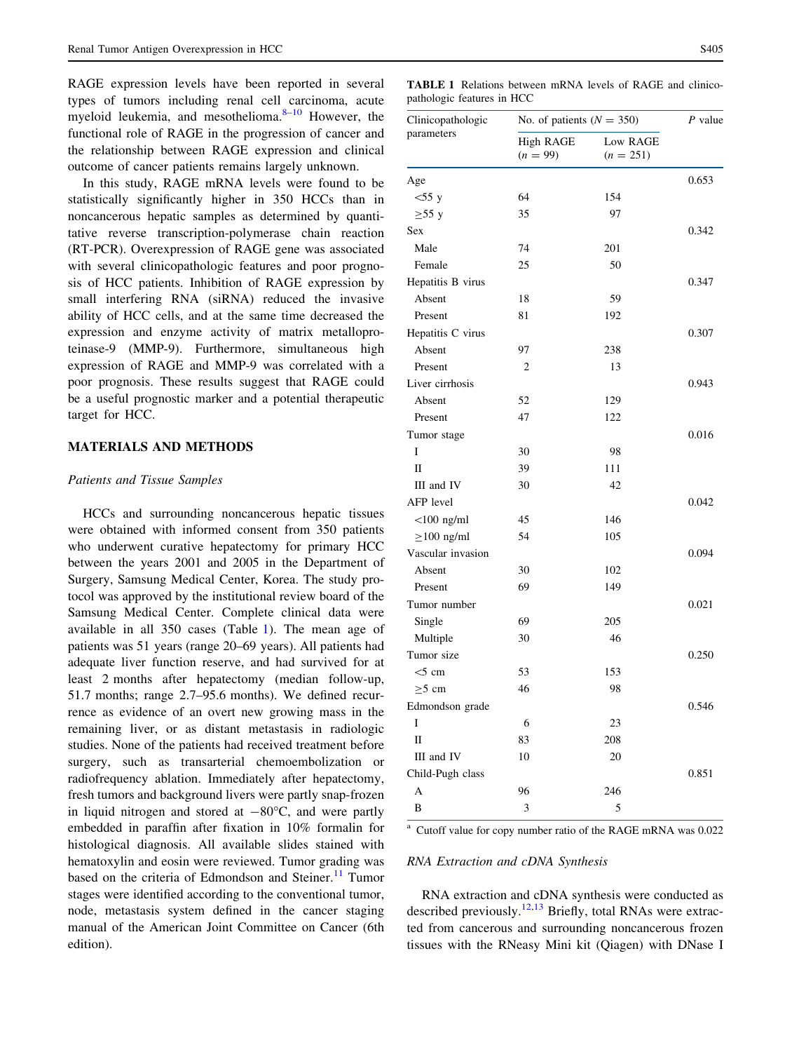RAGE expression levels have been reported in several types of tumors including renal cell carcinoma, acute myeloid leukemia, and mesothelioma.[8–10] However, the functional role of RAGE in the progression of cancer and the relationship between RAGE expression and clinical outcome of cancer patients remains largely unknown.

In this study, RAGE mRNA levels were found to be statistically significantly higher in 350 HCCs than in noncancerous hepatic samples as determined by quantitative reverse transcription-polymerase chain reaction (RT-PCR). Overexpression of RAGE gene was associated with several clinicopathologic features and poor prognosis of HCC patients. Inhibition of RAGE expression by small interfering RNA (siRNA) reduced the invasive ability of HCC cells, and at the same time decreased the expression and enzyme activity of matrix metalloproteinase-9 (MMP-9). Furthermore, simultaneous high expression of RAGE and MMP-9 was correlated with a poor prognosis. These results suggest that RAGE could be a useful prognostic marker and a potential therapeutic target for HCC.

## MATERIALS AND METHODS

### *Patients and Tissue Samples*

HCCs and surrounding noncancerous hepatic tissues were obtained with informed consent from 350 patients who underwent curative hepatectomy for primary HCC between the years 2001 and 2005 in the Department of Surgery, Samsung Medical Center, Korea. The study protocol was approved by the institutional review board of the Samsung Medical Center. Complete clinical data were available in all 350 cases (Table 1). The mean age of patients was 51 years (range 20–69 years). All patients had adequate liver function reserve, and had survived for at least 2 months after hepatectomy (median follow-up, 51.7 months; range 2.7–95.6 months). We defined recurrence as evidence of an overt new growing mass in the remaining liver, or as distant metastasis in radiologic studies. None of the patients had received treatment before surgery, such as transarterial chemoembolization or radiofrequency ablation. Immediately after hepatectomy, fresh tumors and background livers were partly snap-frozen in liquid nitrogen and stored at −80°C, and were partly embedded in paraffin after fixation in 10% formalin for histological diagnosis. All available slides stained with hematoxylin and eosin were reviewed. Tumor grading was based on the criteria of Edmondson and Steiner.[11] Tumor stages were identified according to the conventional tumor, node, metastasis system defined in the cancer staging manual of the American Joint Committee on Cancer (6th edition).

**TABLE 1** Relations between mRNA levels of RAGE and clinicopathologic features in HCC

| Clinicopathologic parameters | No. of patients ($N = 350$) | | *P* value |
|---|---|---|---|
| | High RAGE ($n = 99$) | Low RAGE ($n = 251$) | |
| Age | | | 0.653 |
| <55 y | 64 | 154 | |
| ≥55 y | 35 | 97 | |
| Sex | | | 0.342 |
| Male | 74 | 201 | |
| Female | 25 | 50 | |
| Hepatitis B virus | | | 0.347 |
| Absent | 18 | 59 | |
| Present | 81 | 192 | |
| Hepatitis C virus | | | 0.307 |
| Absent | 97 | 238 | |
| Present | 2 | 13 | |
| Liver cirrhosis | | | 0.943 |
| Absent | 52 | 129 | |
| Present | 47 | 122 | |
| Tumor stage | | | 0.016 |
| I | 30 | 98 | |
| II | 39 | 111 | |
| III and IV | 30 | 42 | |
| AFP level | | | 0.042 |
| <100 ng/ml | 45 | 146 | |
| ≥100 ng/ml | 54 | 105 | |
| Vascular invasion | | | 0.094 |
| Absent | 30 | 102 | |
| Present | 69 | 149 | |
| Tumor number | | | 0.021 |
| Single | 69 | 205 | |
| Multiple | 30 | 46 | |
| Tumor size | | | 0.250 |
| <5 cm | 53 | 153 | |
| ≥5 cm | 46 | 98 | |
| Edmondson grade | | | 0.546 |
| I | 6 | 23 | |
| II | 83 | 208 | |
| III and IV | 10 | 20 | |
| Child-Pugh class | | | 0.851 |
| A | 96 | 246 | |
| B | 3 | 5 | |

[a] Cutoff value for copy number ratio of the RAGE mRNA was 0.022

### *RNA Extraction and cDNA Synthesis*

RNA extraction and cDNA synthesis were conducted as described previously.[12,13] Briefly, total RNAs were extracted from cancerous and surrounding noncancerous frozen tissues with the RNeasy Mini kit (Qiagen) with DNase I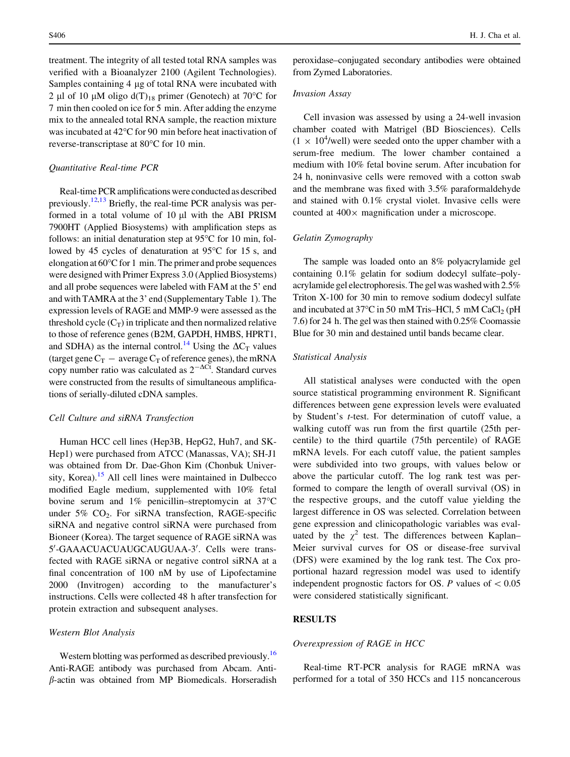treatment. The integrity of all tested total RNA samples was verified with a Bioanalyzer 2100 (Agilent Technologies). Samples containing 4 μg of total RNA were incubated with 2 μl of 10 μM oligo $d(T)_{18}$ primer (Genotech) at 70°C for 7 min then cooled on ice for 5 min. After adding the enzyme mix to the annealed total RNA sample, the reaction mixture was incubated at 42°C for 90 min before heat inactivation of reverse-transcriptase at 80°C for 10 min.

*Quantitative Real-time PCR*

Real-time PCR amplifications were conducted as described previously.[12,13] Briefly, the real-time PCR analysis was performed in a total volume of 10 μl with the ABI PRISM 7900HT (Applied Biosystems) with amplification steps as follows: an initial denaturation step at 95°C for 10 min, followed by 45 cycles of denaturation at 95°C for 15 s, and elongation at 60°C for 1 min. The primer and probe sequences were designed with Primer Express 3.0 (Applied Biosystems) and all probe sequences were labeled with FAM at the 5' end and with TAMRA at the 3' end (Supplementary Table 1). The expression levels of RAGE and MMP-9 were assessed as the threshold cycle ($C_T$) in triplicate and then normalized relative to those of reference genes (B2M, GAPDH, HMBS, HPRT1, and SDHA) as the internal control.[14] Using the $\Delta C_T$ values (target gene $C_T$ − average $C_T$ of reference genes), the mRNA copy number ratio was calculated as $2^{-\Delta Ct}$. Standard curves were constructed from the results of simultaneous amplifications of serially-diluted cDNA samples.

*Cell Culture and siRNA Transfection*

Human HCC cell lines (Hep3B, HepG2, Huh7, and SK-Hep1) were purchased from ATCC (Manassas, VA); SH-J1 was obtained from Dr. Dae-Ghon Kim (Chonbuk University, Korea).[15] All cell lines were maintained in Dulbecco modified Eagle medium, supplemented with 10% fetal bovine serum and 1% penicillin–streptomycin at 37°C under 5% $CO_2$. For siRNA transfection, RAGE-specific siRNA and negative control siRNA were purchased from Bioneer (Korea). The target sequence of RAGE siRNA was 5′-GAAACUACUAUGCAUGUAA-3′. Cells were transfected with RAGE siRNA or negative control siRNA at a final concentration of 100 nM by use of Lipofectamine 2000 (Invitrogen) according to the manufacturer's instructions. Cells were collected 48 h after transfection for protein extraction and subsequent analyses.

*Western Blot Analysis*

Western blotting was performed as described previously.[16] Anti-RAGE antibody was purchased from Abcam. Anti-β-actin was obtained from MP Biomedicals. Horseradish peroxidase–conjugated secondary antibodies were obtained from Zymed Laboratories.

*Invasion Assay*

Cell invasion was assessed by using a 24-well invasion chamber coated with Matrigel (BD Biosciences). Cells ($1 \times 10^4$/well) were seeded onto the upper chamber with a serum-free medium. The lower chamber contained a medium with 10% fetal bovine serum. After incubation for 24 h, noninvasive cells were removed with a cotton swab and the membrane was fixed with 3.5% paraformaldehyde and stained with 0.1% crystal violet. Invasive cells were counted at 400× magnification under a microscope.

*Gelatin Zymography*

The sample was loaded onto an 8% polyacrylamide gel containing 0.1% gelatin for sodium dodecyl sulfate–polyacrylamide gel electrophoresis. The gel was washed with 2.5% Triton X-100 for 30 min to remove sodium dodecyl sulfate and incubated at 37°C in 50 mM Tris–HCl, 5 mM $CaCl_2$ (pH 7.6) for 24 h. The gel was then stained with 0.25% Coomassie Blue for 30 min and destained until bands became clear.

*Statistical Analysis*

All statistical analyses were conducted with the open source statistical programming environment R. Significant differences between gene expression levels were evaluated by Student's *t*-test. For determination of cutoff value, a walking cutoff was run from the first quartile (25th percentile) to the third quartile (75th percentile) of RAGE mRNA levels. For each cutoff value, the patient samples were subdivided into two groups, with values below or above the particular cutoff. The log rank test was performed to compare the length of overall survival (OS) in the respective groups, and the cutoff value yielding the largest difference in OS was selected. Correlation between gene expression and clinicopathologic variables was evaluated by the $\chi^2$ test. The differences between Kaplan–Meier survival curves for OS or disease-free survival (DFS) were examined by the log rank test. The Cox proportional hazard regression model was used to identify independent prognostic factors for OS. $P$ values of $< 0.05$ were considered statistically significant.

## RESULTS

*Overexpression of RAGE in HCC*

Real-time RT-PCR analysis for RAGE mRNA was performed for a total of 350 HCCs and 115 noncancerous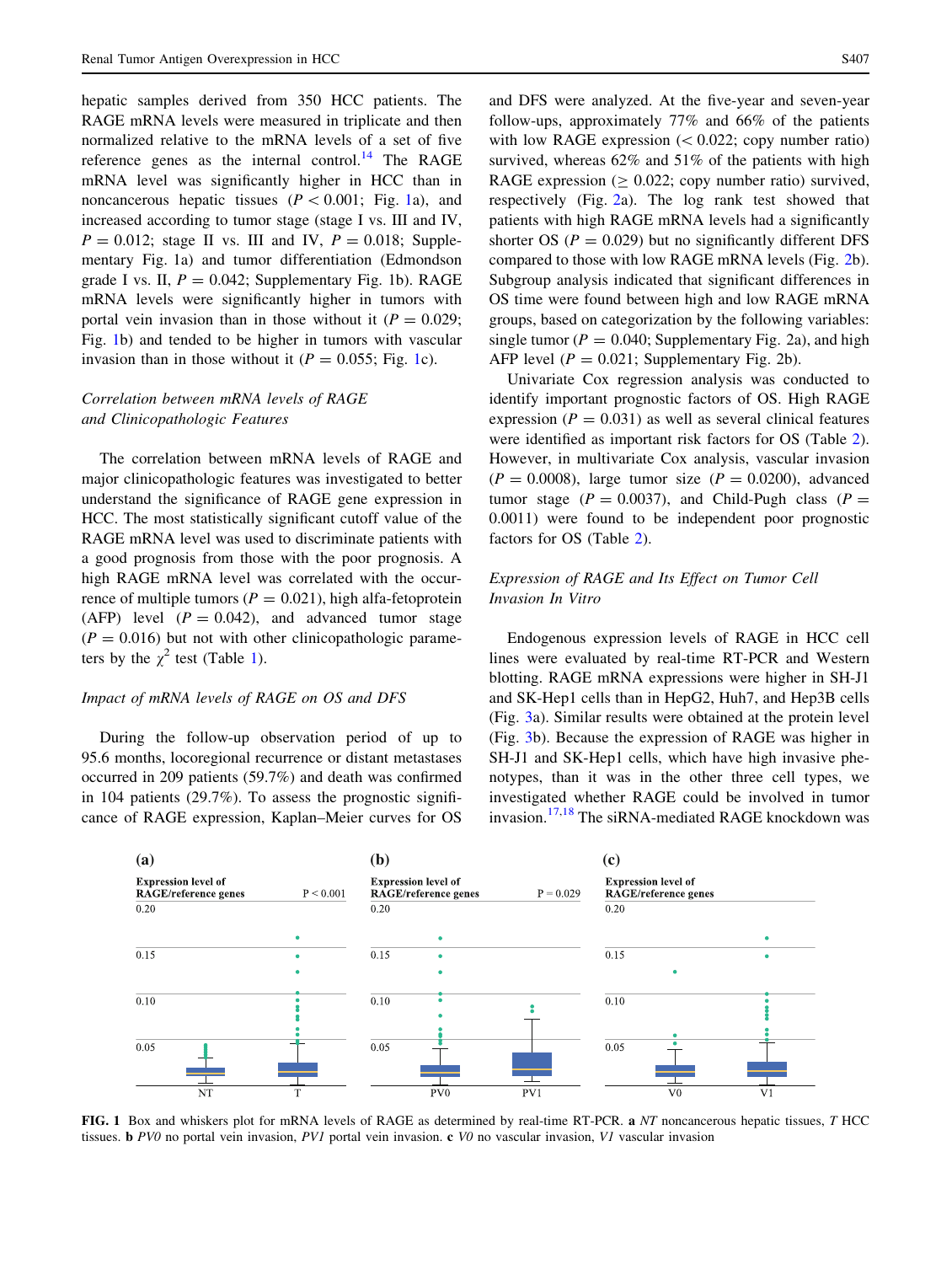hepatic samples derived from 350 HCC patients. The RAGE mRNA levels were measured in triplicate and then normalized relative to the mRNA levels of a set of five reference genes as the internal control.[14] The RAGE mRNA level was significantly higher in HCC than in noncancerous hepatic tissues ($P < 0.001$; Fig. 1a), and increased according to tumor stage (stage I vs. III and IV, $P = 0.012$; stage II vs. III and IV, $P = 0.018$; Supplementary Fig. 1a) and tumor differentiation (Edmondson grade I vs. II, $P = 0.042$; Supplementary Fig. 1b). RAGE mRNA levels were significantly higher in tumors with portal vein invasion than in those without it ($P = 0.029$; Fig. 1b) and tended to be higher in tumors with vascular invasion than in those without it ($P = 0.055$; Fig. 1c).

### *Correlation between mRNA levels of RAGE and Clinicopathologic Features*

The correlation between mRNA levels of RAGE and major clinicopathologic features was investigated to better understand the significance of RAGE gene expression in HCC. The most statistically significant cutoff value of the RAGE mRNA level was used to discriminate patients with a good prognosis from those with the poor prognosis. A high RAGE mRNA level was correlated with the occurrence of multiple tumors ($P = 0.021$), high alfa-fetoprotein (AFP) level ($P = 0.042$), and advanced tumor stage ($P = 0.016$) but not with other clinicopathologic parameters by the $\chi^2$ test (Table 1).

### *Impact of mRNA levels of RAGE on OS and DFS*

During the follow-up observation period of up to 95.6 months, locoregional recurrence or distant metastases occurred in 209 patients (59.7%) and death was confirmed in 104 patients (29.7%). To assess the prognostic significance of RAGE expression, Kaplan–Meier curves for OS and DFS were analyzed. At the five-year and seven-year follow-ups, approximately 77% and 66% of the patients with low RAGE expression (< 0.022; copy number ratio) survived, whereas 62% and 51% of the patients with high RAGE expression (≥ 0.022; copy number ratio) survived, respectively (Fig. 2a). The log rank test showed that patients with high RAGE mRNA levels had a significantly shorter OS ($P = 0.029$) but no significantly different DFS compared to those with low RAGE mRNA levels (Fig. 2b). Subgroup analysis indicated that significant differences in OS time were found between high and low RAGE mRNA groups, based on categorization by the following variables: single tumor ($P = 0.040$; Supplementary Fig. 2a), and high AFP level ($P = 0.021$; Supplementary Fig. 2b).

Univariate Cox regression analysis was conducted to identify important prognostic factors of OS. High RAGE expression ($P = 0.031$) as well as several clinical features were identified as important risk factors for OS (Table 2). However, in multivariate Cox analysis, vascular invasion ($P = 0.0008$), large tumor size ($P = 0.0200$), advanced tumor stage ($P = 0.0037$), and Child-Pugh class ($P = 0.0011$) were found to be independent poor prognostic factors for OS (Table 2).

### *Expression of RAGE and Its Effect on Tumor Cell Invasion In Vitro*

Endogenous expression levels of RAGE in HCC cell lines were evaluated by real-time RT-PCR and Western blotting. RAGE mRNA expressions were higher in SH-J1 and SK-Hep1 cells than in HepG2, Huh7, and Hep3B cells (Fig. 3a). Similar results were obtained at the protein level (Fig. 3b). Because the expression of RAGE was higher in SH-J1 and SK-Hep1 cells, which have high invasive phenotypes, than it was in the other three cell types, we investigated whether RAGE could be involved in tumor invasion.[17,18] The siRNA-mediated RAGE knockdown was

**FIG. 1** Box and whiskers plot for mRNA levels of RAGE as determined by real-time RT-PCR. **a** *NT* noncancerous hepatic tissues, *T* HCC tissues. **b** *PV0* no portal vein invasion, *PV1* portal vein invasion. **c** *V0* no vascular invasion, *V1* vascular invasion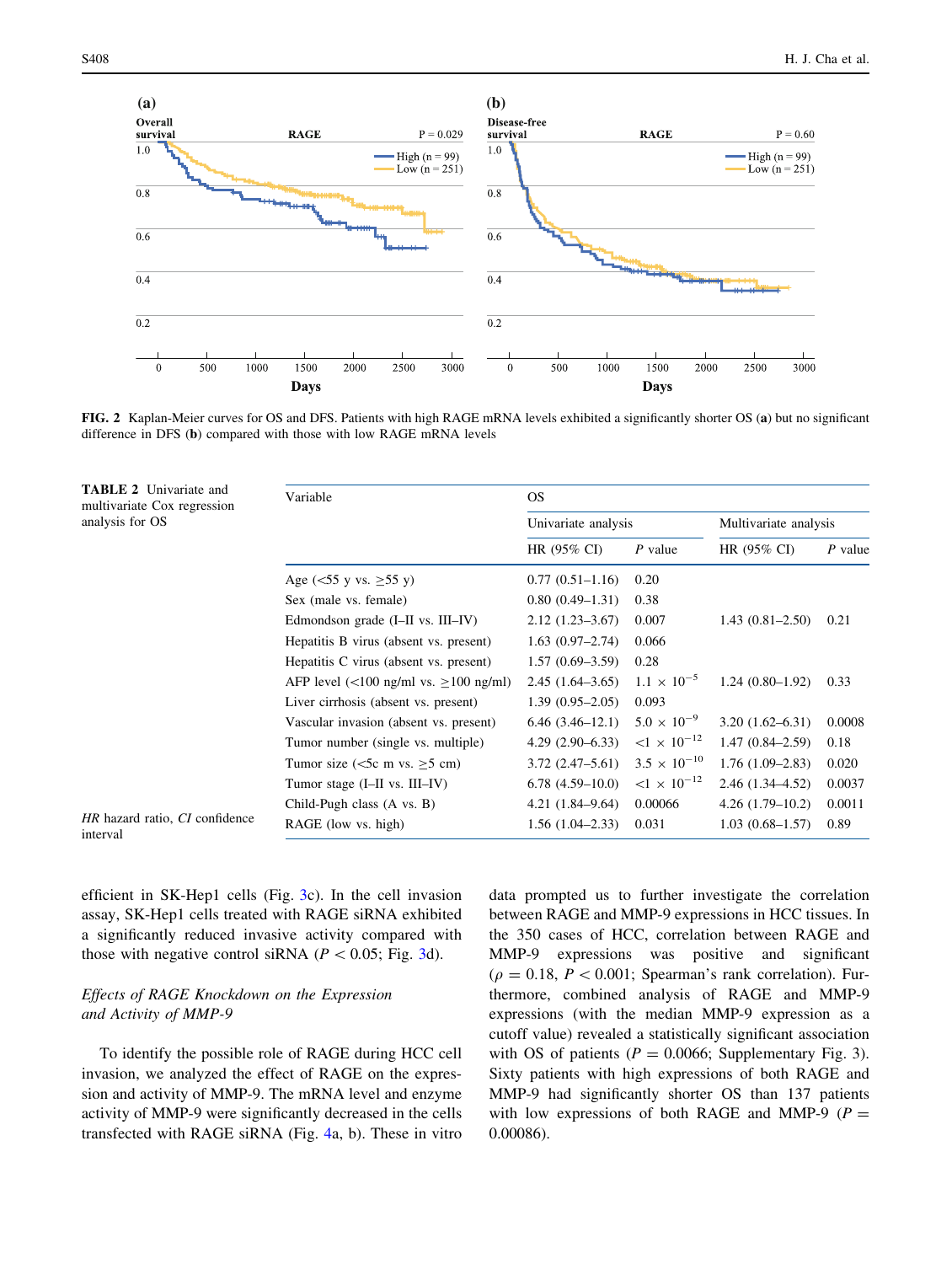**FIG. 2** Kaplan-Meier curves for OS and DFS. Patients with high RAGE mRNA levels exhibited a significantly shorter OS (**a**) but no significant difference in DFS (**b**) compared with those with low RAGE mRNA levels

**TABLE 2** Univariate and multivariate Cox regression analysis for OS

| Variable | OS | | | |
|---|---|---|---|---|
| | Univariate analysis | | Multivariate analysis | |
| | HR (95% CI) | *P* value | HR (95% CI) | *P* value |
| Age (<55 y vs. ≥55 y) | 0.77 (0.51–1.16) | 0.20 | | |
| Sex (male vs. female) | 0.80 (0.49–1.31) | 0.38 | | |
| Edmondson grade (I–II vs. III–IV) | 2.12 (1.23–3.67) | 0.007 | 1.43 (0.81–2.50) | 0.21 |
| Hepatitis B virus (absent vs. present) | 1.63 (0.97–2.74) | 0.066 | | |
| Hepatitis C virus (absent vs. present) | 1.57 (0.69–3.59) | 0.28 | | |
| AFP level (<100 ng/ml vs. ≥100 ng/ml) | 2.45 (1.64–3.65) | $1.1 \times 10^{-5}$ | 1.24 (0.80–1.92) | 0.33 |
| Liver cirrhosis (absent vs. present) | 1.39 (0.95–2.05) | 0.093 | | |
| Vascular invasion (absent vs. present) | 6.46 (3.46–12.1) | $5.0 \times 10^{-9}$ | 3.20 (1.62–6.31) | 0.0008 |
| Tumor number (single vs. multiple) | 4.29 (2.90–6.33) | $<1 \times 10^{-12}$ | 1.47 (0.84–2.59) | 0.18 |
| Tumor size (<5c m vs. ≥5 cm) | 3.72 (2.47–5.61) | $3.5 \times 10^{-10}$ | 1.76 (1.09–2.83) | 0.020 |
| Tumor stage (I–II vs. III–IV) | 6.78 (4.59–10.0) | $<1 \times 10^{-12}$ | 2.46 (1.34–4.52) | 0.0037 |
| Child-Pugh class (A vs. B) | 4.21 (1.84–9.64) | 0.00066 | 4.26 (1.79–10.2) | 0.0011 |
| RAGE (low vs. high) | 1.56 (1.04–2.33) | 0.031 | 1.03 (0.68–1.57) | 0.89 |

*HR* hazard ratio, *CI* confidence interval

efficient in SK-Hep1 cells (Fig. 3c). In the cell invasion assay, SK-Hep1 cells treated with RAGE siRNA exhibited a significantly reduced invasive activity compared with those with negative control siRNA ($P < 0.05$; Fig. 3d).

### *Effects of RAGE Knockdown on the Expression and Activity of MMP-9*

To identify the possible role of RAGE during HCC cell invasion, we analyzed the effect of RAGE on the expression and activity of MMP-9. The mRNA level and enzyme activity of MMP-9 were significantly decreased in the cells transfected with RAGE siRNA (Fig. 4a, b). These in vitro data prompted us to further investigate the correlation between RAGE and MMP-9 expressions in HCC tissues. In the 350 cases of HCC, correlation between RAGE and MMP-9 expressions was positive and significant ($\rho = 0.18$, $P < 0.001$; Spearman's rank correlation). Furthermore, combined analysis of RAGE and MMP-9 expressions (with the median MMP-9 expression as a cutoff value) revealed a statistically significant association with OS of patients ($P = 0.0066$; Supplementary Fig. 3). Sixty patients with high expressions of both RAGE and MMP-9 had significantly shorter OS than 137 patients with low expressions of both RAGE and MMP-9 ($P = 0.00086$).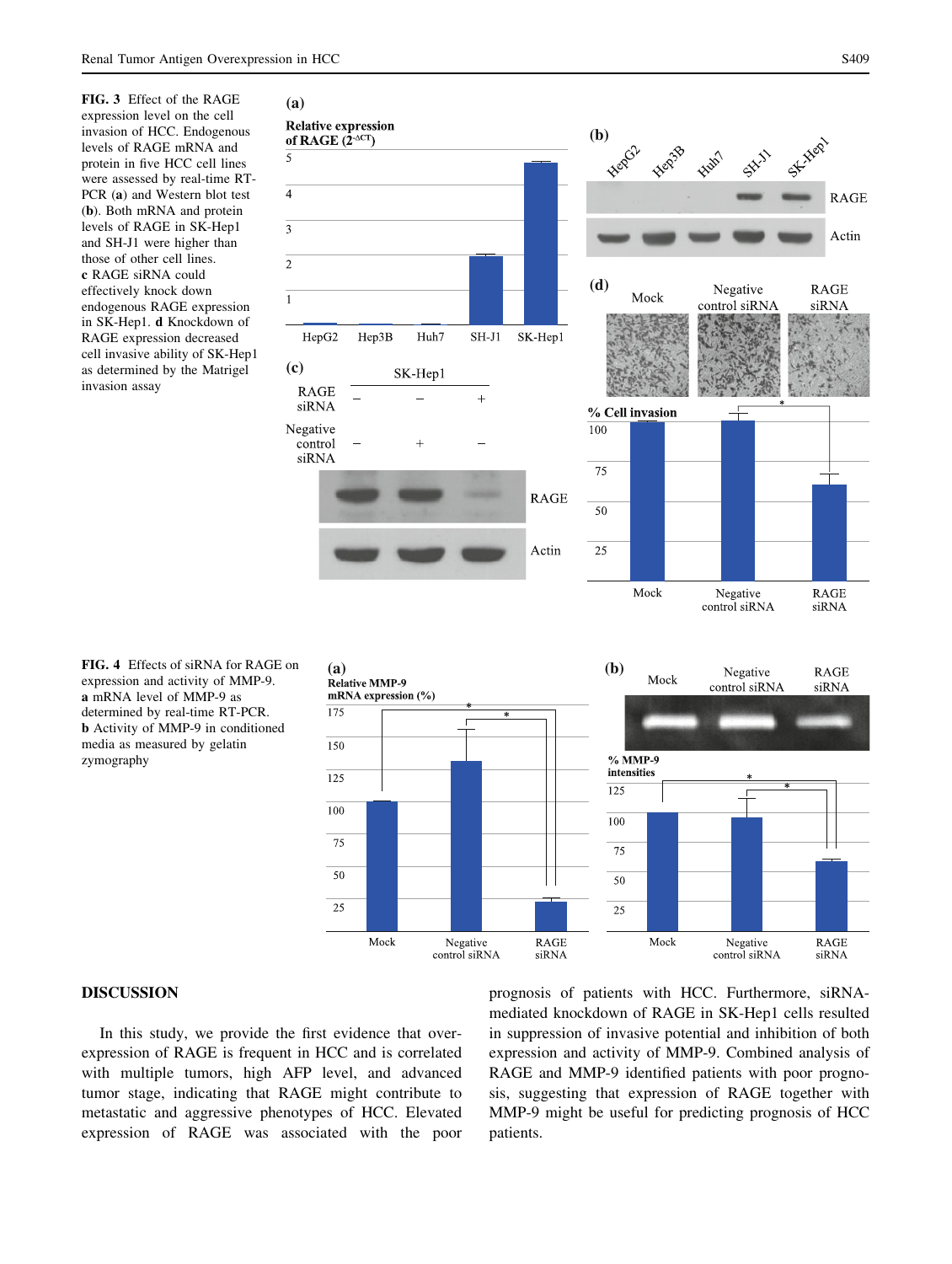**FIG. 3** Effect of the RAGE expression level on the cell invasion of HCC. Endogenous levels of RAGE mRNA and protein in five HCC cell lines were assessed by real-time RT-PCR (**a**) and Western blot test (**b**). Both mRNA and protein levels of RAGE in SK-Hep1 and SH-J1 were higher than those of other cell lines. **c** RAGE siRNA could effectively knock down endogenous RAGE expression in SK-Hep1. **d** Knockdown of RAGE expression decreased cell invasive ability of SK-Hep1 as determined by the Matrigel invasion assay

**FIG. 4** Effects of siRNA for RAGE on expression and activity of MMP-9. **a** mRNA level of MMP-9 as determined by real-time RT-PCR. **b** Activity of MMP-9 in conditioned media as measured by gelatin zymography

## DISCUSSION

In this study, we provide the first evidence that overexpression of RAGE is frequent in HCC and is correlated with multiple tumors, high AFP level, and advanced tumor stage, indicating that RAGE might contribute to metastatic and aggressive phenotypes of HCC. Elevated expression of RAGE was associated with the poor prognosis of patients with HCC. Furthermore, siRNA-mediated knockdown of RAGE in SK-Hep1 cells resulted in suppression of invasive potential and inhibition of both expression and activity of MMP-9. Combined analysis of RAGE and MMP-9 identified patients with poor prognosis, suggesting that expression of RAGE together with MMP-9 might be useful for predicting prognosis of HCC patients.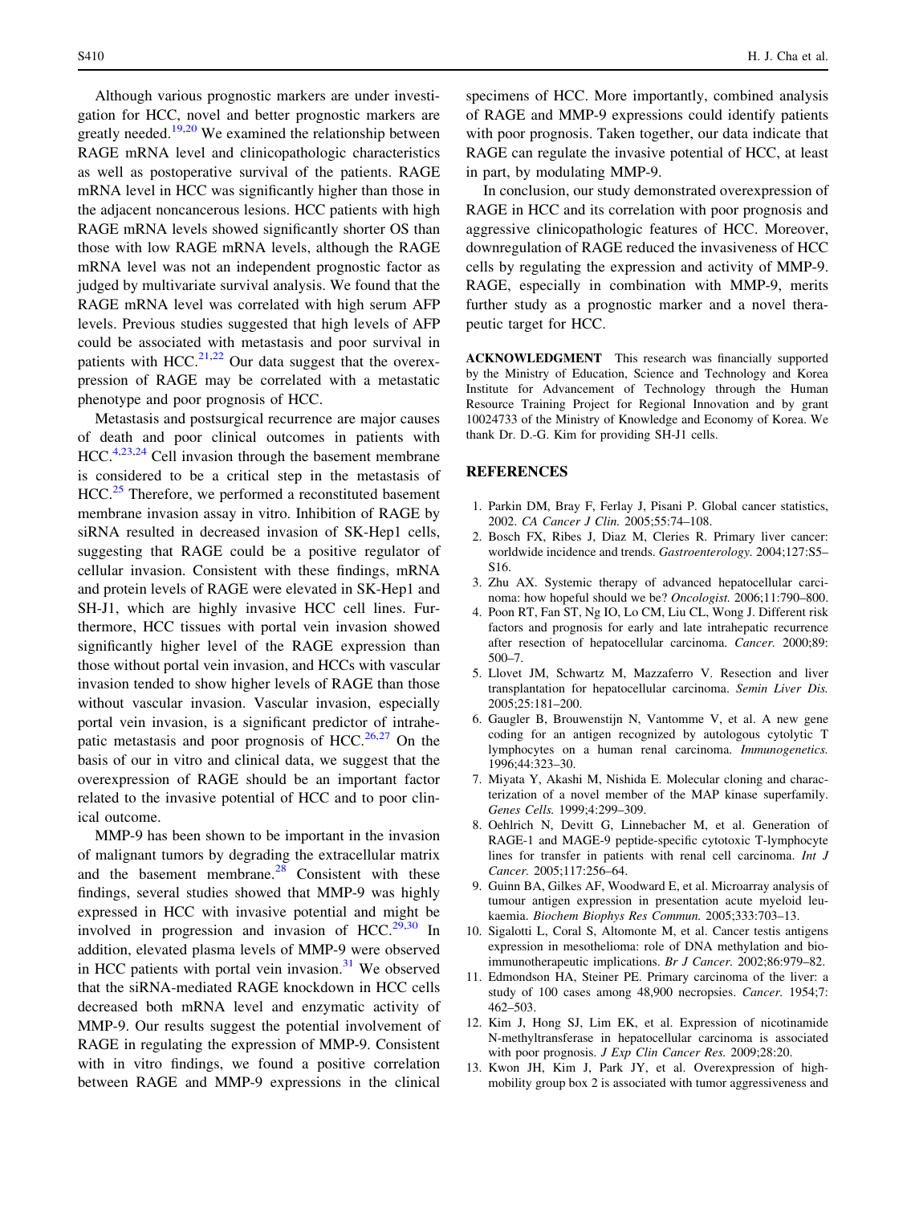Although various prognostic markers are under investigation for HCC, novel and better prognostic markers are greatly needed.[19,20] We examined the relationship between RAGE mRNA level and clinicopathologic characteristics as well as postoperative survival of the patients. RAGE mRNA level in HCC was significantly higher than those in the adjacent noncancerous lesions. HCC patients with high RAGE mRNA levels showed significantly shorter OS than those with low RAGE mRNA levels, although the RAGE mRNA level was not an independent prognostic factor as judged by multivariate survival analysis. We found that the RAGE mRNA level was correlated with high serum AFP levels. Previous studies suggested that high levels of AFP could be associated with metastasis and poor survival in patients with HCC.[21,22] Our data suggest that the overexpression of RAGE may be correlated with a metastatic phenotype and poor prognosis of HCC.

Metastasis and postsurgical recurrence are major causes of death and poor clinical outcomes in patients with HCC.[4,23,24] Cell invasion through the basement membrane is considered to be a critical step in the metastasis of HCC.[25] Therefore, we performed a reconstituted basement membrane invasion assay in vitro. Inhibition of RAGE by siRNA resulted in decreased invasion of SK-Hep1 cells, suggesting that RAGE could be a positive regulator of cellular invasion. Consistent with these findings, mRNA and protein levels of RAGE were elevated in SK-Hep1 and SH-J1, which are highly invasive HCC cell lines. Furthermore, HCC tissues with portal vein invasion showed significantly higher level of the RAGE expression than those without portal vein invasion, and HCCs with vascular invasion tended to show higher levels of RAGE than those without vascular invasion. Vascular invasion, especially portal vein invasion, is a significant predictor of intrahepatic metastasis and poor prognosis of HCC.[26,27] On the basis of our in vitro and clinical data, we suggest that the overexpression of RAGE should be an important factor related to the invasive potential of HCC and to poor clinical outcome.

MMP-9 has been shown to be important in the invasion of malignant tumors by degrading the extracellular matrix and the basement membrane.[28] Consistent with these findings, several studies showed that MMP-9 was highly expressed in HCC with invasive potential and might be involved in progression and invasion of HCC.[29,30] In addition, elevated plasma levels of MMP-9 were observed in HCC patients with portal vein invasion.[31] We observed that the siRNA-mediated RAGE knockdown in HCC cells decreased both mRNA level and enzymatic activity of MMP-9. Our results suggest the potential involvement of RAGE in regulating the expression of MMP-9. Consistent with in vitro findings, we found a positive correlation between RAGE and MMP-9 expressions in the clinical specimens of HCC. More importantly, combined analysis of RAGE and MMP-9 expressions could identify patients with poor prognosis. Taken together, our data indicate that RAGE can regulate the invasive potential of HCC, at least in part, by modulating MMP-9.

In conclusion, our study demonstrated overexpression of RAGE in HCC and its correlation with poor prognosis and aggressive clinicopathologic features of HCC. Moreover, downregulation of RAGE reduced the invasiveness of HCC cells by regulating the expression and activity of MMP-9. RAGE, especially in combination with MMP-9, merits further study as a prognostic marker and a novel therapeutic target for HCC.

**ACKNOWLEDGMENT** This research was financially supported by the Ministry of Education, Science and Technology and Korea Institute for Advancement of Technology through the Human Resource Training Project for Regional Innovation and by grant 10024733 of the Ministry of Knowledge and Economy of Korea. We thank Dr. D.-G. Kim for providing SH-J1 cells.

## REFERENCES

1. Parkin DM, Bray F, Ferlay J, Pisani P. Global cancer statistics, 2002. *CA Cancer J Clin.* 2005;55:74–108.
2. Bosch FX, Ribes J, Diaz M, Cleries R. Primary liver cancer: worldwide incidence and trends. *Gastroenterology.* 2004;127:S5–S16.
3. Zhu AX. Systemic therapy of advanced hepatocellular carcinoma: how hopeful should we be? *Oncologist.* 2006;11:790–800.
4. Poon RT, Fan ST, Ng IO, Lo CM, Liu CL, Wong J. Different risk factors and prognosis for early and late intrahepatic recurrence after resection of hepatocellular carcinoma. *Cancer.* 2000;89:500–7.
5. Llovet JM, Schwartz M, Mazzaferro V. Resection and liver transplantation for hepatocellular carcinoma. *Semin Liver Dis.* 2005;25:181–200.
6. Gaugler B, Brouwenstijn N, Vantomme V, et al. A new gene coding for an antigen recognized by autologous cytolytic T lymphocytes on a human renal carcinoma. *Immunogenetics.* 1996;44:323–30.
7. Miyata Y, Akashi M, Nishida E. Molecular cloning and characterization of a novel member of the MAP kinase superfamily. *Genes Cells.* 1999;4:299–309.
8. Oehlrich N, Devitt G, Linnebacher M, et al. Generation of RAGE-1 and MAGE-9 peptide-specific cytotoxic T-lymphocyte lines for transfer in patients with renal cell carcinoma. *Int J Cancer.* 2005;117:256–64.
9. Guinn BA, Gilkes AF, Woodward E, et al. Microarray analysis of tumour antigen expression in presentation acute myeloid leukaemia. *Biochem Biophys Res Commun.* 2005;333:703–13.
10. Sigalotti L, Coral S, Altomonte M, et al. Cancer testis antigens expression in mesothelioma: role of DNA methylation and bioimmunotherapeutic implications. *Br J Cancer.* 2002;86:979–82.
11. Edmondson HA, Steiner PE. Primary carcinoma of the liver: a study of 100 cases among 48,900 necropsies. *Cancer.* 1954;7:462–503.
12. Kim J, Hong SJ, Lim EK, et al. Expression of nicotinamide N-methyltransferase in hepatocellular carcinoma is associated with poor prognosis. *J Exp Clin Cancer Res.* 2009;28:20.
13. Kwon JH, Kim J, Park JY, et al. Overexpression of high-mobility group box 2 is associated with tumor aggressiveness and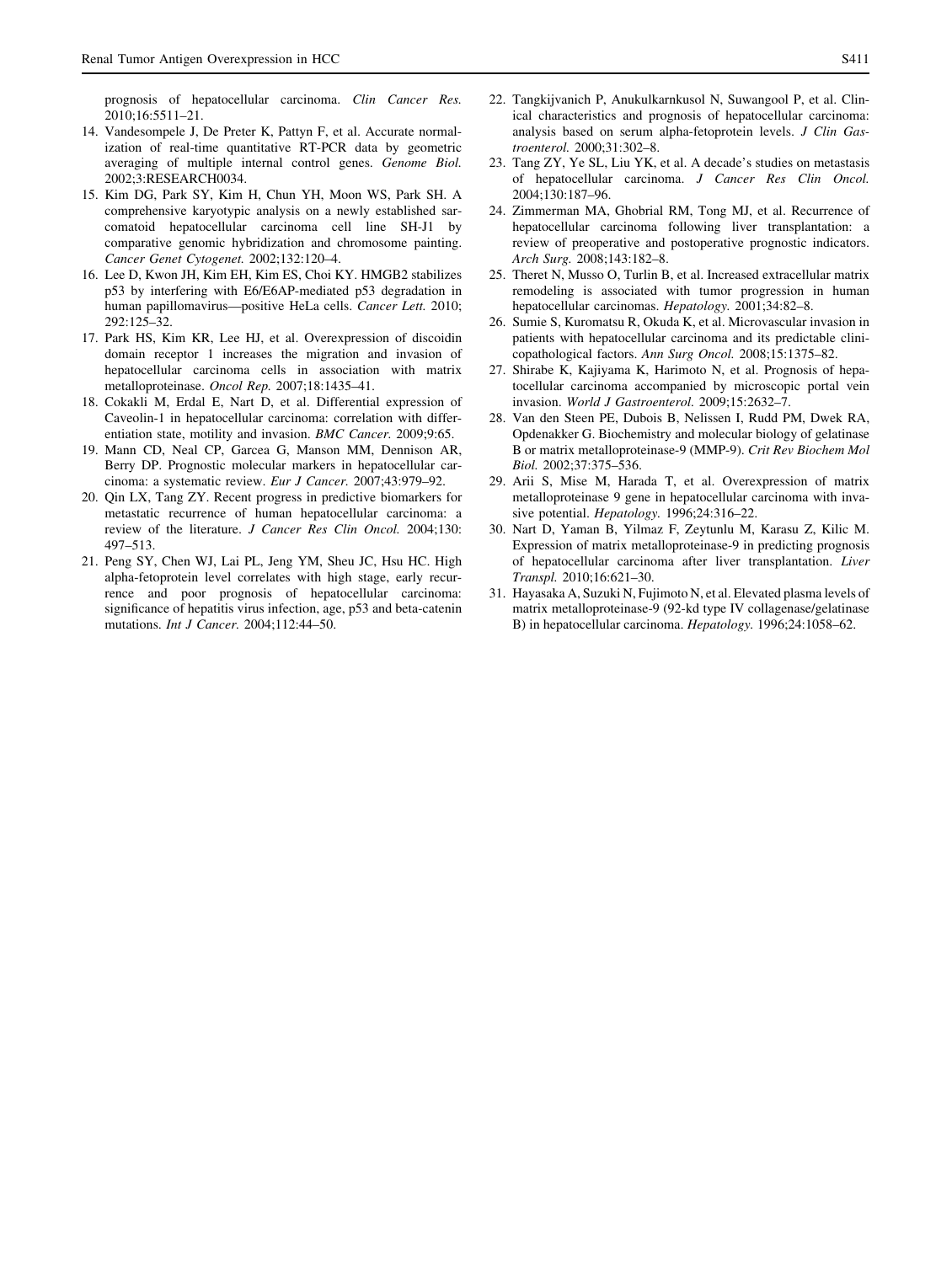prognosis of hepatocellular carcinoma. *Clin Cancer Res.* 2010;16:5511–21.

14. Vandesompele J, De Preter K, Pattyn F, et al. Accurate normalization of real-time quantitative RT-PCR data by geometric averaging of multiple internal control genes. *Genome Biol.* 2002;3:RESEARCH0034.
15. Kim DG, Park SY, Kim H, Chun YH, Moon WS, Park SH. A comprehensive karyotypic analysis on a newly established sarcomatoid hepatocellular carcinoma cell line SH-J1 by comparative genomic hybridization and chromosome painting. *Cancer Genet Cytogenet.* 2002;132:120–4.
16. Lee D, Kwon JH, Kim EH, Kim ES, Choi KY. HMGB2 stabilizes p53 by interfering with E6/E6AP-mediated p53 degradation in human papillomavirus—positive HeLa cells. *Cancer Lett.* 2010; 292:125–32.
17. Park HS, Kim KR, Lee HJ, et al. Overexpression of discoidin domain receptor 1 increases the migration and invasion of hepatocellular carcinoma cells in association with matrix metalloproteinase. *Oncol Rep.* 2007;18:1435–41.
18. Cokakli M, Erdal E, Nart D, et al. Differential expression of Caveolin-1 in hepatocellular carcinoma: correlation with differentiation state, motility and invasion. *BMC Cancer.* 2009;9:65.
19. Mann CD, Neal CP, Garcea G, Manson MM, Dennison AR, Berry DP. Prognostic molecular markers in hepatocellular carcinoma: a systematic review. *Eur J Cancer.* 2007;43:979–92.
20. Qin LX, Tang ZY. Recent progress in predictive biomarkers for metastatic recurrence of human hepatocellular carcinoma: a review of the literature. *J Cancer Res Clin Oncol.* 2004;130: 497–513.
21. Peng SY, Chen WJ, Lai PL, Jeng YM, Sheu JC, Hsu HC. High alpha-fetoprotein level correlates with high stage, early recurrence and poor prognosis of hepatocellular carcinoma: significance of hepatitis virus infection, age, p53 and beta-catenin mutations. *Int J Cancer.* 2004;112:44–50.
22. Tangkijvanich P, Anukulkarnkusol N, Suwangool P, et al. Clinical characteristics and prognosis of hepatocellular carcinoma: analysis based on serum alpha-fetoprotein levels. *J Clin Gastroenterol.* 2000;31:302–8.
23. Tang ZY, Ye SL, Liu YK, et al. A decade's studies on metastasis of hepatocellular carcinoma. *J Cancer Res Clin Oncol.* 2004;130:187–96.
24. Zimmerman MA, Ghobrial RM, Tong MJ, et al. Recurrence of hepatocellular carcinoma following liver transplantation: a review of preoperative and postoperative prognostic indicators. *Arch Surg.* 2008;143:182–8.
25. Theret N, Musso O, Turlin B, et al. Increased extracellular matrix remodeling is associated with tumor progression in human hepatocellular carcinomas. *Hepatology.* 2001;34:82–8.
26. Sumie S, Kuromatsu R, Okuda K, et al. Microvascular invasion in patients with hepatocellular carcinoma and its predictable clinicopathological factors. *Ann Surg Oncol.* 2008;15:1375–82.
27. Shirabe K, Kajiyama K, Harimoto N, et al. Prognosis of hepatocellular carcinoma accompanied by microscopic portal vein invasion. *World J Gastroenterol.* 2009;15:2632–7.
28. Van den Steen PE, Dubois B, Nelissen I, Rudd PM, Dwek RA, Opdenakker G. Biochemistry and molecular biology of gelatinase B or matrix metalloproteinase-9 (MMP-9). *Crit Rev Biochem Mol Biol.* 2002;37:375–536.
29. Arii S, Mise M, Harada T, et al. Overexpression of matrix metalloproteinase 9 gene in hepatocellular carcinoma with invasive potential. *Hepatology.* 1996;24:316–22.
30. Nart D, Yaman B, Yilmaz F, Zeytunlu M, Karasu Z, Kilic M. Expression of matrix metalloproteinase-9 in predicting prognosis of hepatocellular carcinoma after liver transplantation. *Liver Transpl.* 2010;16:621–30.
31. Hayasaka A, Suzuki N, Fujimoto N, et al. Elevated plasma levels of matrix metalloproteinase-9 (92-kd type IV collagenase/gelatinase B) in hepatocellular carcinoma. *Hepatology.* 1996;24:1058–62.